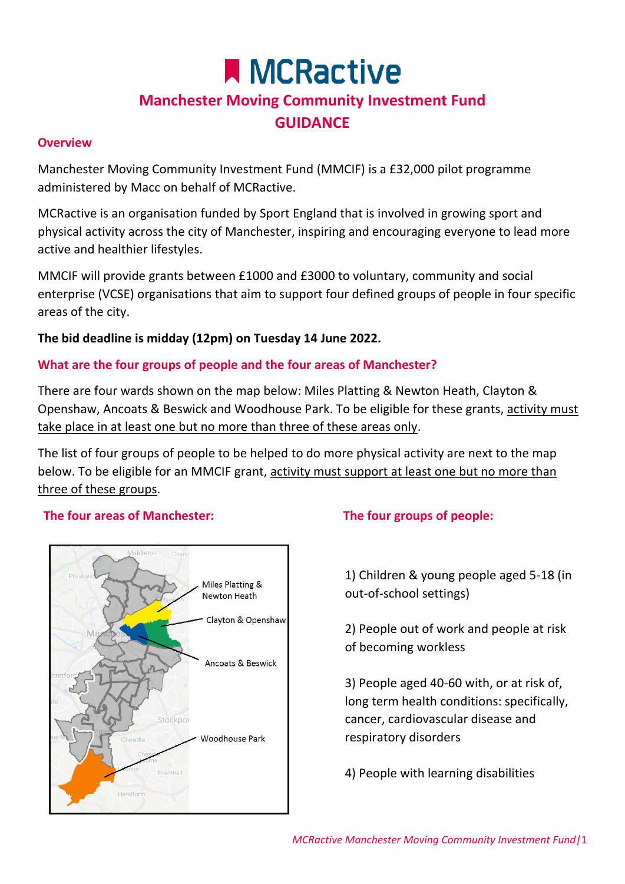# MCRactive

## Manchester Moving Community Investment Fund
## GUIDANCE

### Overview

Manchester Moving Community Investment Fund (MMCIF) is a £32,000 pilot programme administered by Macc on behalf of MCRactive.

MCRactive is an organisation funded by Sport England that is involved in growing sport and physical activity across the city of Manchester, inspiring and encouraging everyone to lead more active and healthier lifestyles.

MMCIF will provide grants between £1000 and £3000 to voluntary, community and social enterprise (VCSE) organisations that aim to support four defined groups of people in four specific areas of the city.

**The bid deadline is midday (12pm) on Tuesday 14 June 2022.**

### What are the four groups of people and the four areas of Manchester?

There are four wards shown on the map below: Miles Platting & Newton Heath, Clayton & Openshaw, Ancoats & Beswick and Woodhouse Park. To be eligible for these grants, activity must take place in at least one but no more than three of these areas only.

The list of four groups of people to be helped to do more physical activity are next to the map below. To be eligible for an MMCIF grant, activity must support at least one but no more than three of these groups.

### The four areas of Manchester:

- Miles Platting & Newton Heath
- Clayton & Openshaw
- Ancoats & Beswick
- Woodhouse Park

### The four groups of people:

1) Children & young people aged 5-18 (in out-of-school settings)

2) People out of work and people at risk of becoming workless

3) People aged 40-60 with, or at risk of, long term health conditions: specifically, cancer, cardiovascular disease and respiratory disorders

4) People with learning disabilities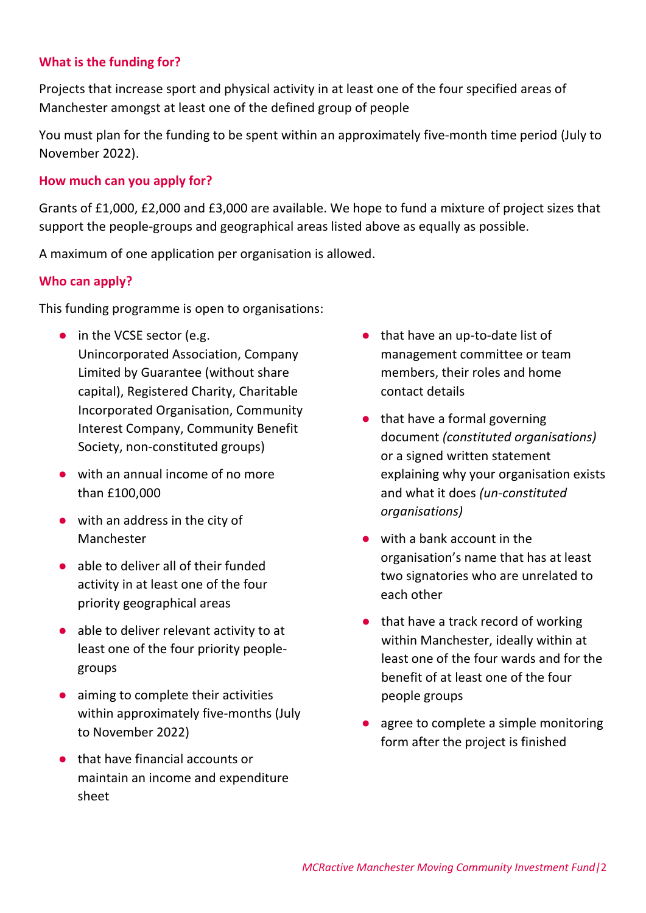## What is the funding for?

Projects that increase sport and physical activity in at least one of the four specified areas of Manchester amongst at least one of the defined group of people

You must plan for the funding to be spent within an approximately five-month time period (July to November 2022).

## How much can you apply for?

Grants of £1,000, £2,000 and £3,000 are available. We hope to fund a mixture of project sizes that support the people-groups and geographical areas listed above as equally as possible.

A maximum of one application per organisation is allowed.

## Who can apply?

This funding programme is open to organisations:

- in the VCSE sector (e.g. Unincorporated Association, Company Limited by Guarantee (without share capital), Registered Charity, Charitable Incorporated Organisation, Community Interest Company, Community Benefit Society, non-constituted groups)
- with an annual income of no more than £100,000
- with an address in the city of Manchester
- able to deliver all of their funded activity in at least one of the four priority geographical areas
- able to deliver relevant activity to at least one of the four priority people-groups
- aiming to complete their activities within approximately five-months (July to November 2022)
- that have financial accounts or maintain an income and expenditure sheet
- that have an up-to-date list of management committee or team members, their roles and home contact details
- that have a formal governing document *(constituted organisations)* or a signed written statement explaining why your organisation exists and what it does *(un-constituted organisations)*
- with a bank account in the organisation's name that has at least two signatories who are unrelated to each other
- that have a track record of working within Manchester, ideally within at least one of the four wards and for the benefit of at least one of the four people groups
- agree to complete a simple monitoring form after the project is finished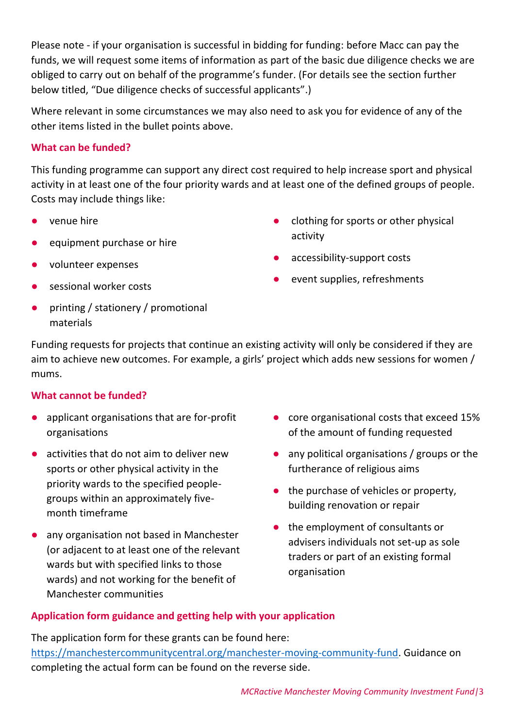Please note - if your organisation is successful in bidding for funding: before Macc can pay the funds, we will request some items of information as part of the basic due diligence checks we are obliged to carry out on behalf of the programme's funder. (For details see the section further below titled, "Due diligence checks of successful applicants".)

Where relevant in some circumstances we may also need to ask you for evidence of any of the other items listed in the bullet points above.

### What can be funded?

This funding programme can support any direct cost required to help increase sport and physical activity in at least one of the four priority wards and at least one of the defined groups of people. Costs may include things like:

- venue hire
- equipment purchase or hire
- volunteer expenses
- sessional worker costs
- printing / stationery / promotional materials
- clothing for sports or other physical activity
- accessibility-support costs
- event supplies, refreshments

Funding requests for projects that continue an existing activity will only be considered if they are aim to achieve new outcomes. For example, a girls' project which adds new sessions for women / mums.

### What cannot be funded?

- applicant organisations that are for-profit organisations
- activities that do not aim to deliver new sports or other physical activity in the priority wards to the specified people-groups within an approximately five-month timeframe
- any organisation not based in Manchester (or adjacent to at least one of the relevant wards but with specified links to those wards) and not working for the benefit of Manchester communities
- core organisational costs that exceed 15% of the amount of funding requested
- any political organisations / groups or the furtherance of religious aims
- the purchase of vehicles or property, building renovation or repair
- the employment of consultants or advisers individuals not set-up as sole traders or part of an existing formal organisation

### Application form guidance and getting help with your application

The application form for these grants can be found here: https://manchestercommunitycentral.org/manchester-moving-community-fund. Guidance on completing the actual form can be found on the reverse side.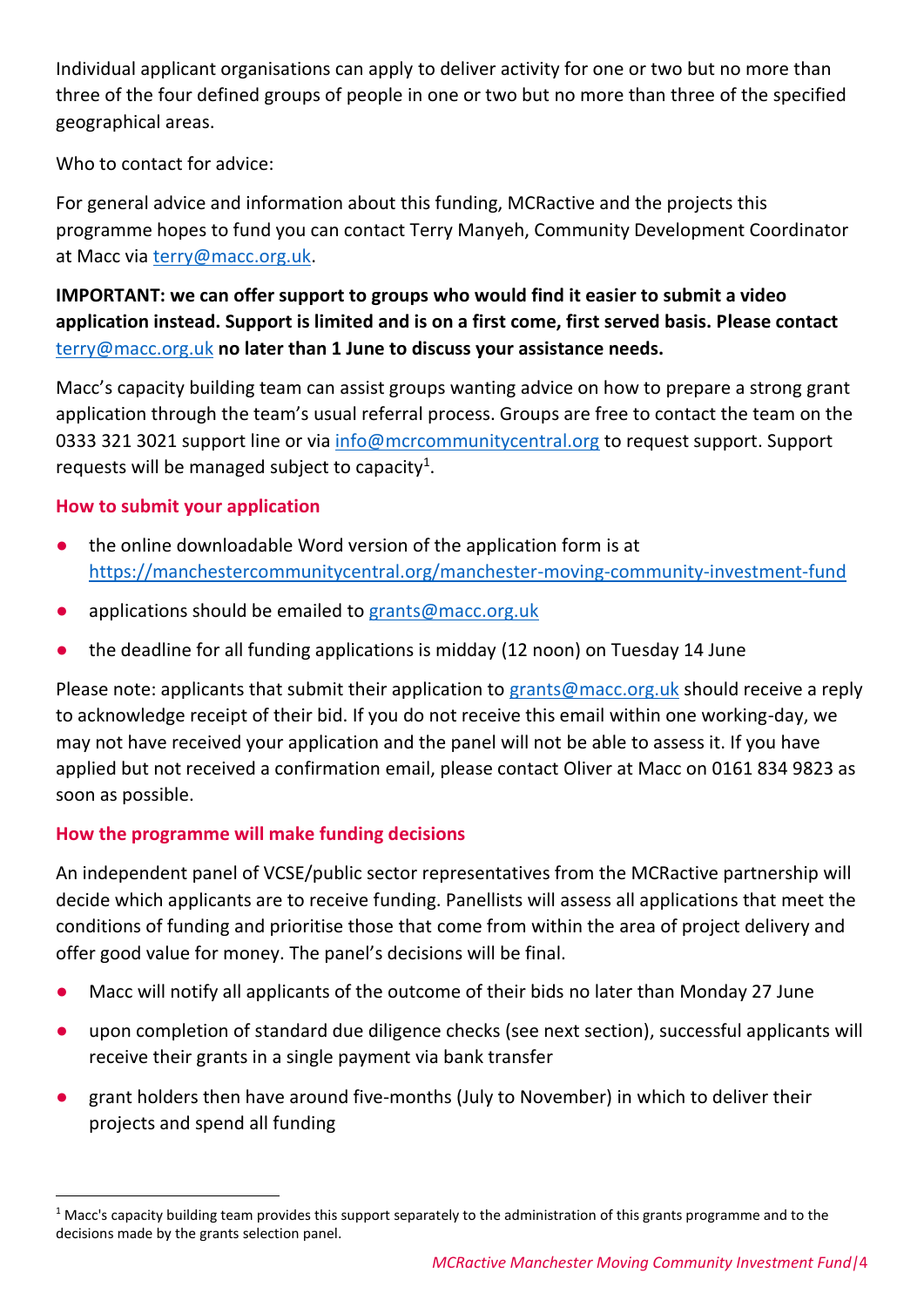Individual applicant organisations can apply to deliver activity for one or two but no more than three of the four defined groups of people in one or two but no more than three of the specified geographical areas.

Who to contact for advice:

For general advice and information about this funding, MCRactive and the projects this programme hopes to fund you can contact Terry Manyeh, Community Development Coordinator at Macc via terry@macc.org.uk.

**IMPORTANT: we can offer support to groups who would find it easier to submit a video application instead. Support is limited and is on a first come, first served basis. Please contact** terry@macc.org.uk **no later than 1 June to discuss your assistance needs.**

Macc's capacity building team can assist groups wanting advice on how to prepare a strong grant application through the team's usual referral process. Groups are free to contact the team on the 0333 321 3021 support line or via info@mcrcommunitycentral.org to request support. Support requests will be managed subject to capacity[1].

### How to submit your application

- the online downloadable Word version of the application form is at https://manchestercommunitycentral.org/manchester-moving-community-investment-fund
- applications should be emailed to grants@macc.org.uk
- the deadline for all funding applications is midday (12 noon) on Tuesday 14 June

Please note: applicants that submit their application to grants@macc.org.uk should receive a reply to acknowledge receipt of their bid. If you do not receive this email within one working-day, we may not have received your application and the panel will not be able to assess it. If you have applied but not received a confirmation email, please contact Oliver at Macc on 0161 834 9823 as soon as possible.

### How the programme will make funding decisions

An independent panel of VCSE/public sector representatives from the MCRactive partnership will decide which applicants are to receive funding. Panellists will assess all applications that meet the conditions of funding and prioritise those that come from within the area of project delivery and offer good value for money. The panel's decisions will be final.

- Macc will notify all applicants of the outcome of their bids no later than Monday 27 June
- upon completion of standard due diligence checks (see next section), successful applicants will receive their grants in a single payment via bank transfer
- grant holders then have around five-months (July to November) in which to deliver their projects and spend all funding

[1] Macc's capacity building team provides this support separately to the administration of this grants programme and to the decisions made by the grants selection panel.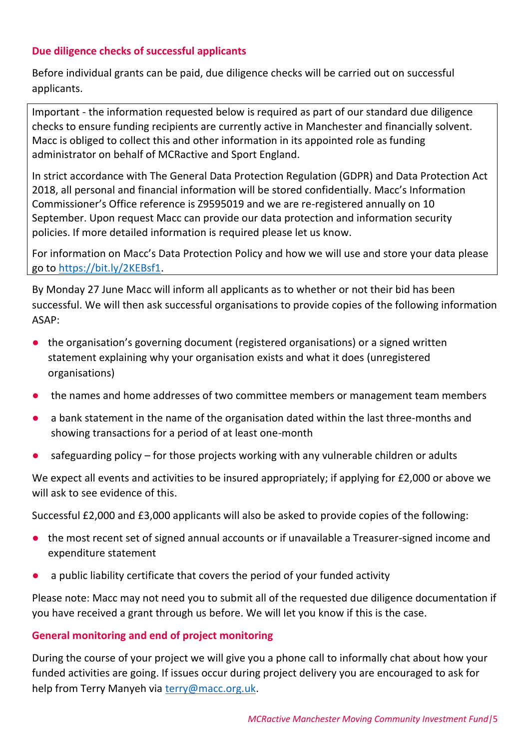### Due diligence checks of successful applicants

Before individual grants can be paid, due diligence checks will be carried out on successful applicants.

> Important - the information requested below is required as part of our standard due diligence checks to ensure funding recipients are currently active in Manchester and financially solvent. Macc is obliged to collect this and other information in its appointed role as funding administrator on behalf of MCRactive and Sport England.
>
> In strict accordance with The General Data Protection Regulation (GDPR) and Data Protection Act 2018, all personal and financial information will be stored confidentially. Macc's Information Commissioner's Office reference is Z9595019 and we are re-registered annually on 10 September. Upon request Macc can provide our data protection and information security policies. If more detailed information is required please let us know.
>
> For information on Macc's Data Protection Policy and how we will use and store your data please go to [https://bit.ly/2KEBsf1](https://bit.ly/2KEBsf1).

By Monday 27 June Macc will inform all applicants as to whether or not their bid has been successful. We will then ask successful organisations to provide copies of the following information ASAP:

- the organisation's governing document (registered organisations) or a signed written statement explaining why your organisation exists and what it does (unregistered organisations)
- the names and home addresses of two committee members or management team members
- a bank statement in the name of the organisation dated within the last three-months and showing transactions for a period of at least one-month
- safeguarding policy – for those projects working with any vulnerable children or adults

We expect all events and activities to be insured appropriately; if applying for £2,000 or above we will ask to see evidence of this.

Successful £2,000 and £3,000 applicants will also be asked to provide copies of the following:

- the most recent set of signed annual accounts or if unavailable a Treasurer-signed income and expenditure statement
- a public liability certificate that covers the period of your funded activity

Please note: Macc may not need you to submit all of the requested due diligence documentation if you have received a grant through us before. We will let you know if this is the case.

### General monitoring and end of project monitoring

During the course of your project we will give you a phone call to informally chat about how your funded activities are going. If issues occur during project delivery you are encouraged to ask for help from Terry Manyeh via [terry@macc.org.uk](mailto:terry@macc.org.uk).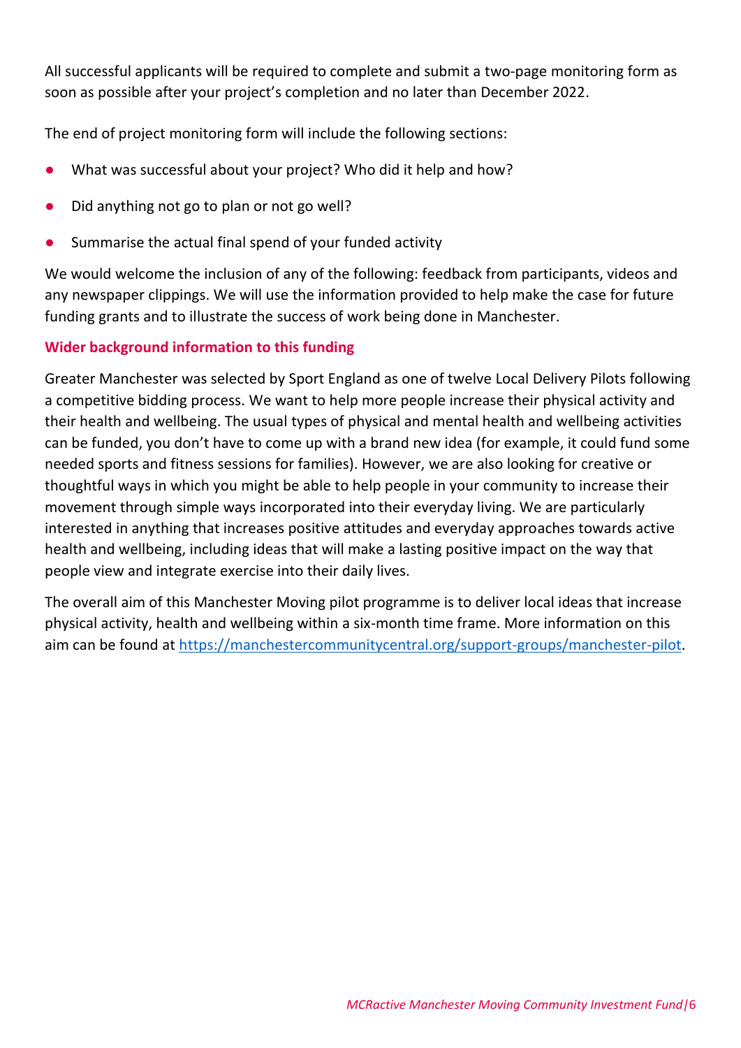All successful applicants will be required to complete and submit a two-page monitoring form as soon as possible after your project's completion and no later than December 2022.

The end of project monitoring form will include the following sections:

- What was successful about your project? Who did it help and how?
- Did anything not go to plan or not go well?
- Summarise the actual final spend of your funded activity

We would welcome the inclusion of any of the following: feedback from participants, videos and any newspaper clippings. We will use the information provided to help make the case for future funding grants and to illustrate the success of work being done in Manchester.

**Wider background information to this funding**

Greater Manchester was selected by Sport England as one of twelve Local Delivery Pilots following a competitive bidding process. We want to help more people increase their physical activity and their health and wellbeing. The usual types of physical and mental health and wellbeing activities can be funded, you don't have to come up with a brand new idea (for example, it could fund some needed sports and fitness sessions for families). However, we are also looking for creative or thoughtful ways in which you might be able to help people in your community to increase their movement through simple ways incorporated into their everyday living. We are particularly interested in anything that increases positive attitudes and everyday approaches towards active health and wellbeing, including ideas that will make a lasting positive impact on the way that people view and integrate exercise into their daily lives.

The overall aim of this Manchester Moving pilot programme is to deliver local ideas that increase physical activity, health and wellbeing within a six-month time frame. More information on this aim can be found at [https://manchestercommunitycentral.org/support-groups/manchester-pilot](https://manchestercommunitycentral.org/support-groups/manchester-pilot).